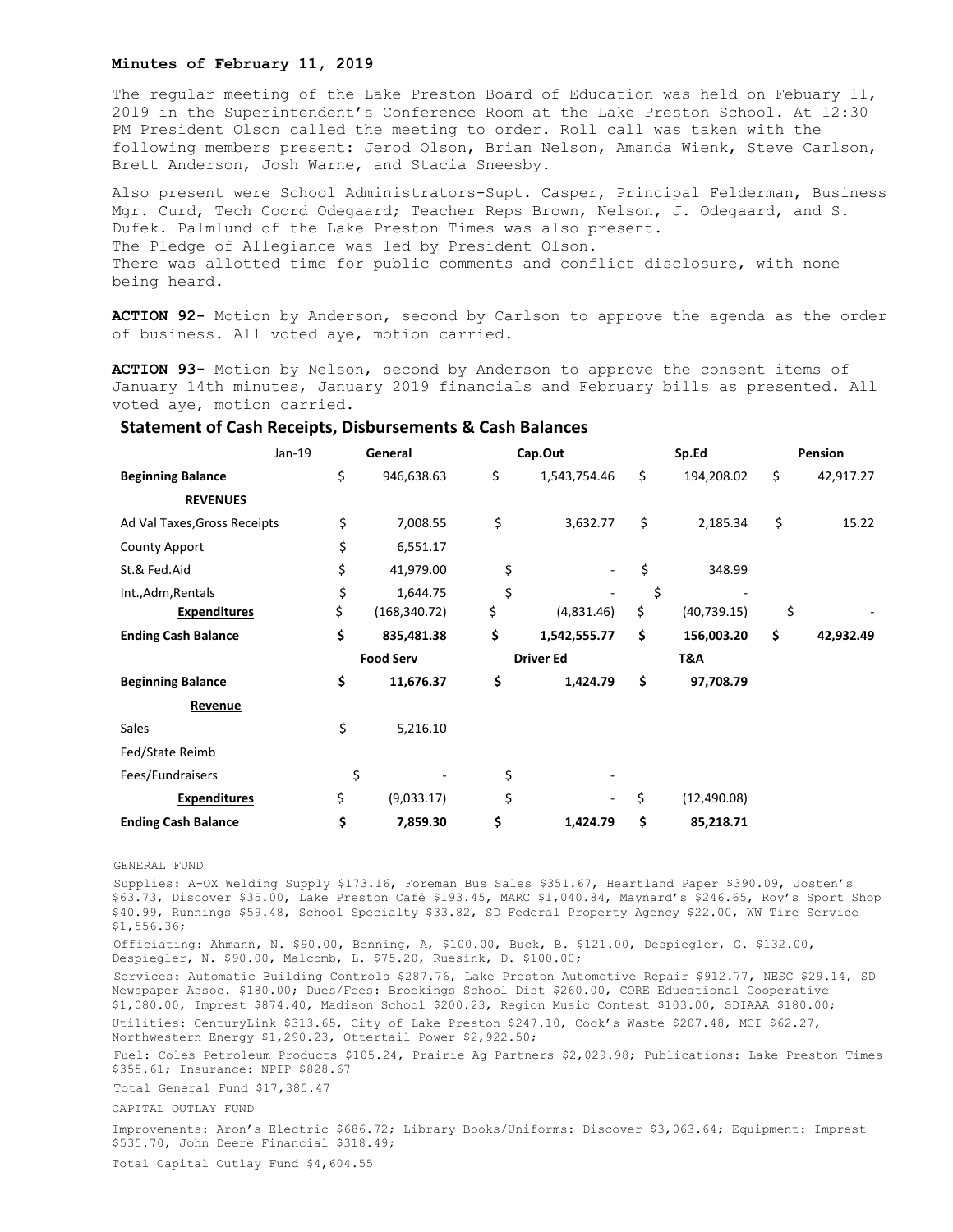**Minutes of February 11, 2019**

The regular meeting of the Lake Preston Board of Education was held on Febuary 11, 2019 in the Superintendent's Conference Room at the Lake Preston School. At 12:30 PM President Olson called the meeting to order. Roll call was taken with the following members present: Jerod Olson, Brian Nelson, Amanda Wienk, Steve Carlson, Brett Anderson, Josh Warne, and Stacia Sneesby.

Also present were School Administrators-Supt. Casper, Principal Felderman, Business Mgr. Curd, Tech Coord Odegaard; Teacher Reps Brown, Nelson, J. Odegaard, and S. Dufek. Palmlund of the Lake Preston Times was also present.
The Pledge of Allegiance was led by President Olson.
There was allotted time for public comments and conflict disclosure, with none being heard.

**ACTION 92-** Motion by Anderson, second by Carlson to approve the agenda as the order of business. All voted aye, motion carried.

**ACTION 93-** Motion by Nelson, second by Anderson to approve the consent items of January 14th minutes, January 2019 financials and February bills as presented. All voted aye, motion carried.

## Statement of Cash Receipts, Disbursements & Cash Balances

| Jan-19 | General | Cap.Out | Sp.Ed | Pension |
|---|---|---|---|---|
| **Beginning Balance** | $ 946,638.63 | $ 1,543,754.46 | $ 194,208.02 | $ 42,917.27 |
| **REVENUES** | | | | |
| Ad Val Taxes,Gross Receipts | $ 7,008.55 | $ 3,632.77 | $ 2,185.34 | $ 15.22 |
| County Apport | $ 6,551.17 | | | |
| St.& Fed.Aid | $ 41,979.00 | $ - | $ 348.99 | |
| Int.,Adm,Rentals | $ 1,644.75 | $ - | $ - | |
| **Expenditures** | $ (168,340.72) | $ (4,831.46) | $ (40,739.15) | $ - |
| **Ending Cash Balance** | **$ 835,481.38** | **$ 1,542,555.77** | **$ 156,003.20** | **$ 42,932.49** |
| | **Food Serv** | **Driver Ed** | **T&A** | |
| **Beginning Balance** | **$ 11,676.37** | **$ 1,424.79** | **$ 97,708.79** | |
| **Revenue** | | | | |
| Sales | $ 5,216.10 | | | |
| Fed/State Reimb | | | | |
| Fees/Fundraisers | $ - | $ - | | |
| **Expenditures** | $ (9,033.17) | $ - | $ (12,490.08) | |
| **Ending Cash Balance** | **$ 7,859.30** | **$ 1,424.79** | **$ 85,218.71** | |

GENERAL FUND

Supplies: A-OX Welding Supply $173.16, Foreman Bus Sales $351.67, Heartland Paper $390.09, Josten's $63.73, Discover $35.00, Lake Preston Café $193.45, MARC $1,040.84, Maynard's $246.65, Roy's Sport Shop $40.99, Runnings $59.48, School Specialty $33.82, SD Federal Property Agency $22.00, WW Tire Service $1,556.36;

Officiating: Ahmann, N. $90.00, Benning, A, $100.00, Buck, B. $121.00, Despiegler, G. $132.00, Despiegler, N. $90.00, Malcomb, L. $75.20, Ruesink, D. $100.00;

Services: Automatic Building Controls $287.76, Lake Preston Automotive Repair $912.77, NESC $29.14, SD Newspaper Assoc. $180.00; Dues/Fees: Brookings School Dist $260.00, CORE Educational Cooperative $1,080.00, Imprest $874.40, Madison School $200.23, Region Music Contest $103.00, SDIAAA $180.00;

Utilities: CenturyLink $313.65, City of Lake Preston $247.10, Cook's Waste $207.48, MCI $62.27, Northwestern Energy $1,290.23, Ottertail Power $2,922.50;

Fuel: Coles Petroleum Products $105.24, Prairie Ag Partners $2,029.98; Publications: Lake Preston Times $355.61; Insurance: NPIP $828.67

Total General Fund $17,385.47

CAPITAL OUTLAY FUND

Improvements: Aron's Electric $686.72; Library Books/Uniforms: Discover $3,063.64; Equipment: Imprest $535.70, John Deere Financial $318.49;

Total Capital Outlay Fund $4,604.55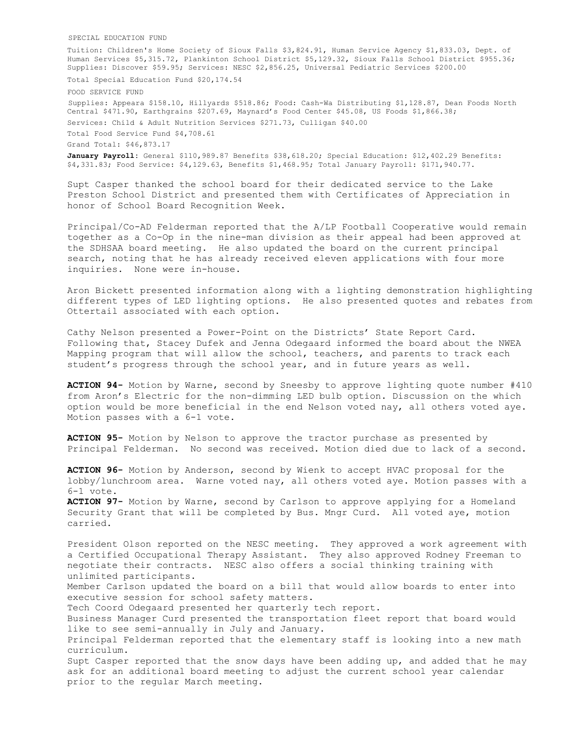SPECIAL EDUCATION FUND

Tuition: Children's Home Society of Sioux Falls $3,824.91, Human Service Agency $1,833.03, Dept. of Human Services $5,315.72, Plankinton School District $5,129.32, Sioux Falls School District $955.36; Supplies: Discover $59.95; Services: NESC $2,856.25, Universal Pediatric Services $200.00

Total Special Education Fund $20,174.54

FOOD SERVICE FUND

Supplies: Appeara $158.10, Hillyards $518.86; Food: Cash-Wa Distributing $1,128.87, Dean Foods North Central $471.90, Earthgrains $207.69, Maynard's Food Center $45.08, US Foods $1,866.38;

Services: Child & Adult Nutrition Services $271.73, Culligan $40.00

Total Food Service Fund $4,708.61

Grand Total: $46,873.17

**January Payroll**: General $110,989.87 Benefits $38,618.20; Special Education: $12,402.29 Benefits: $4,331.83; Food Service: $4,129.63, Benefits $1,468.95; Total January Payroll: $171,940.77.

Supt Casper thanked the school board for their dedicated service to the Lake Preston School District and presented them with Certificates of Appreciation in honor of School Board Recognition Week.

Principal/Co-AD Felderman reported that the A/LP Football Cooperative would remain together as a Co-Op in the nine-man division as their appeal had been approved at the SDHSAA board meeting. He also updated the board on the current principal search, noting that he has already received eleven applications with four more inquiries. None were in-house.

Aron Bickett presented information along with a lighting demonstration highlighting different types of LED lighting options. He also presented quotes and rebates from Ottertail associated with each option.

Cathy Nelson presented a Power-Point on the Districts' State Report Card. Following that, Stacey Dufek and Jenna Odegaard informed the board about the NWEA Mapping program that will allow the school, teachers, and parents to track each student's progress through the school year, and in future years as well.

**ACTION 94-** Motion by Warne, second by Sneesby to approve lighting quote number #410 from Aron's Electric for the non-dimming LED bulb option. Discussion on the which option would be more beneficial in the end Nelson voted nay, all others voted aye. Motion passes with a 6-1 vote.

**ACTION 95-** Motion by Nelson to approve the tractor purchase as presented by Principal Felderman. No second was received. Motion died due to lack of a second.

**ACTION 96-** Motion by Anderson, second by Wienk to accept HVAC proposal for the lobby/lunchroom area. Warne voted nay, all others voted aye. Motion passes with a 6-1 vote.

**ACTION 97-** Motion by Warne, second by Carlson to approve applying for a Homeland Security Grant that will be completed by Bus. Mngr Curd. All voted aye, motion carried.

President Olson reported on the NESC meeting. They approved a work agreement with a Certified Occupational Therapy Assistant. They also approved Rodney Freeman to negotiate their contracts. NESC also offers a social thinking training with unlimited participants.

Member Carlson updated the board on a bill that would allow boards to enter into executive session for school safety matters.

Tech Coord Odegaard presented her quarterly tech report.

Business Manager Curd presented the transportation fleet report that board would like to see semi-annually in July and January.

Principal Felderman reported that the elementary staff is looking into a new math curriculum.

Supt Casper reported that the snow days have been adding up, and added that he may ask for an additional board meeting to adjust the current school year calendar prior to the regular March meeting.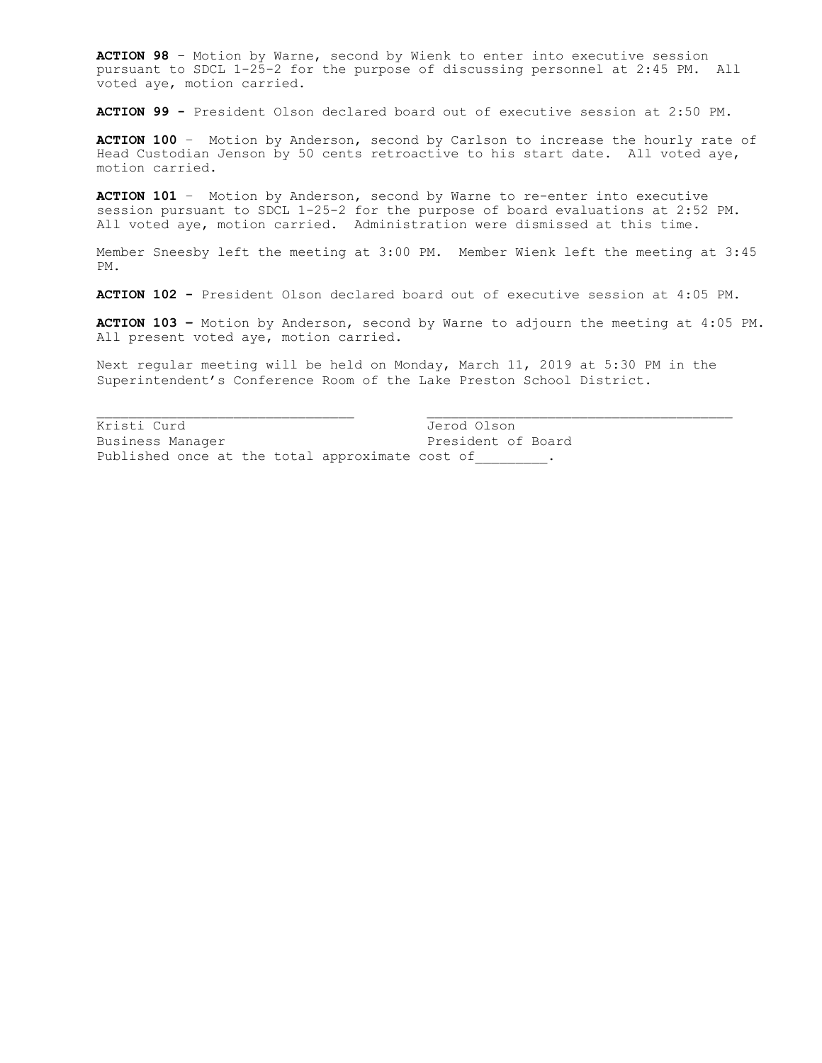**ACTION 98** – Motion by Warne, second by Wienk to enter into executive session pursuant to SDCL 1-25-2 for the purpose of discussing personnel at 2:45 PM. All voted aye, motion carried.

**ACTION 99 -** President Olson declared board out of executive session at 2:50 PM.

**ACTION 100** – Motion by Anderson, second by Carlson to increase the hourly rate of Head Custodian Jenson by 50 cents retroactive to his start date. All voted aye, motion carried.

**ACTION 101** – Motion by Anderson, second by Warne to re-enter into executive session pursuant to SDCL 1-25-2 for the purpose of board evaluations at 2:52 PM. All voted aye, motion carried. Administration were dismissed at this time.

Member Sneesby left the meeting at 3:00 PM. Member Wienk left the meeting at 3:45 PM.

**ACTION 102 -** President Olson declared board out of executive session at 4:05 PM.

**ACTION 103 –** Motion by Anderson, second by Warne to adjourn the meeting at 4:05 PM. All present voted aye, motion carried.

Next regular meeting will be held on Monday, March 11, 2019 at 5:30 PM in the Superintendent's Conference Room of the Lake Preston School District.

_______________________________ &nbsp;&nbsp;&nbsp;&nbsp; _____________________________________

Kristi Curd &nbsp;&nbsp;&nbsp;&nbsp; Jerod Olson

Business Manager &nbsp;&nbsp;&nbsp;&nbsp; President of Board

Published once at the total approximate cost of_________.